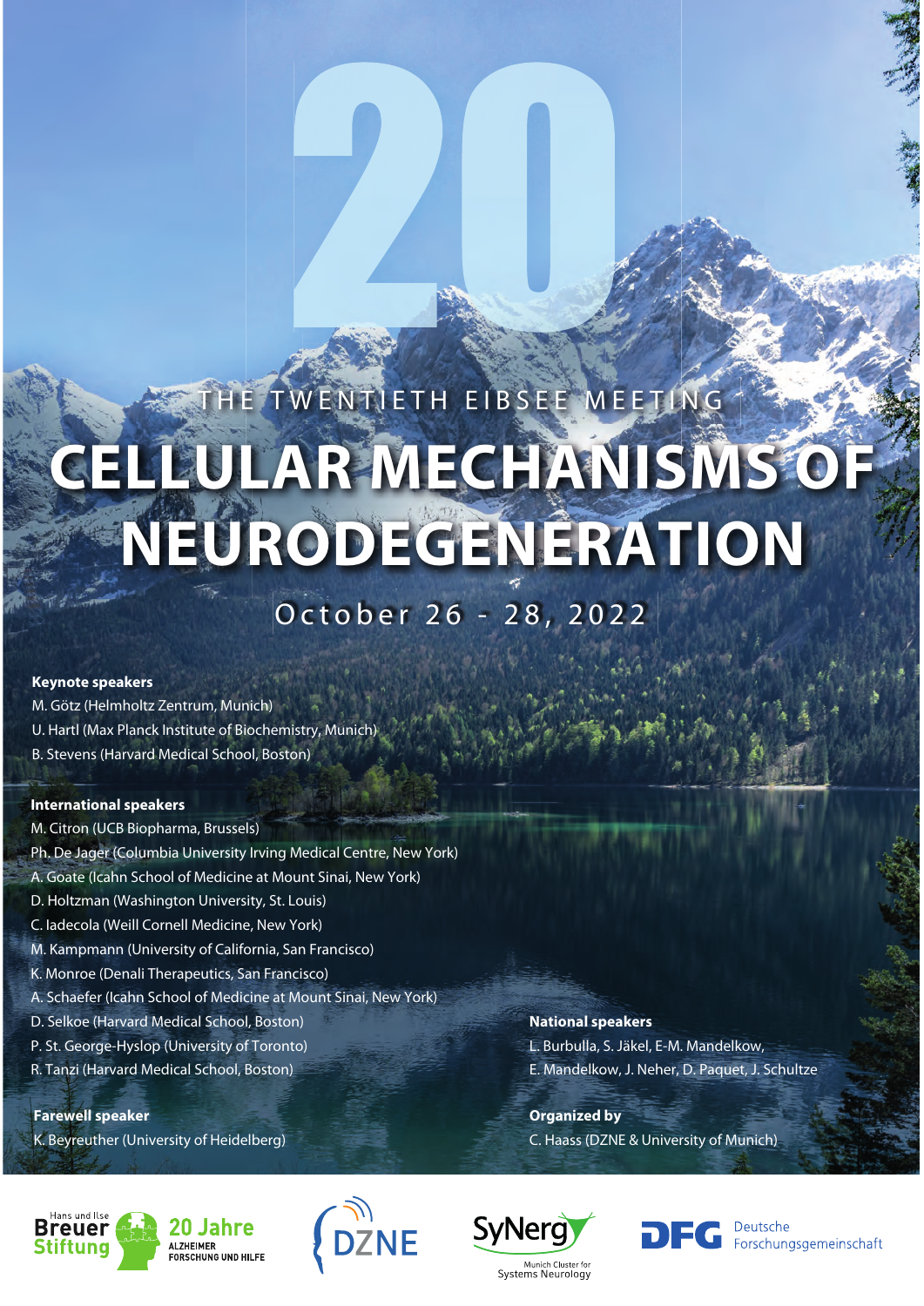20

THE TWENTIETH EIBSEE MEETING

# CELLULAR MECHANISMS OF NEURODEGENERATION

October 26 - 28, 2022

**Keynote speakers**

M. Götz (Helmholtz Zentrum, Munich)
U. Hartl (Max Planck Institute of Biochemistry, Munich)
B. Stevens (Harvard Medical School, Boston)

**International speakers**

M. Citron (UCB Biopharma, Brussels)
Ph. De Jager (Columbia University Irving Medical Centre, New York)
A. Goate (Icahn School of Medicine at Mount Sinai, New York)
D. Holtzman (Washington University, St. Louis)
C. Iadecola (Weill Cornell Medicine, New York)
M. Kampmann (University of California, San Francisco)
K. Monroe (Denali Therapeutics, San Francisco)
A. Schaefer (Icahn School of Medicine at Mount Sinai, New York)
D. Selkoe (Harvard Medical School, Boston)
P. St. George-Hyslop (University of Toronto)
R. Tanzi (Harvard Medical School, Boston)

**National speakers**

L. Burbulla, S. Jäkel, E-M. Mandelkow,
E. Mandelkow, J. Neher, D. Paquet, J. Schultze

**Farewell speaker**

K. Beyreuther (University of Heidelberg)

**Organized by**

C. Haass (DZNE & University of Munich)

Hans und Ilse Breuer Stiftung – 20 Jahre Alzheimer Forschung und Hilfe

DZNE

SyNergy – Munich Cluster for Systems Neurology

DFG Deutsche Forschungsgemeinschaft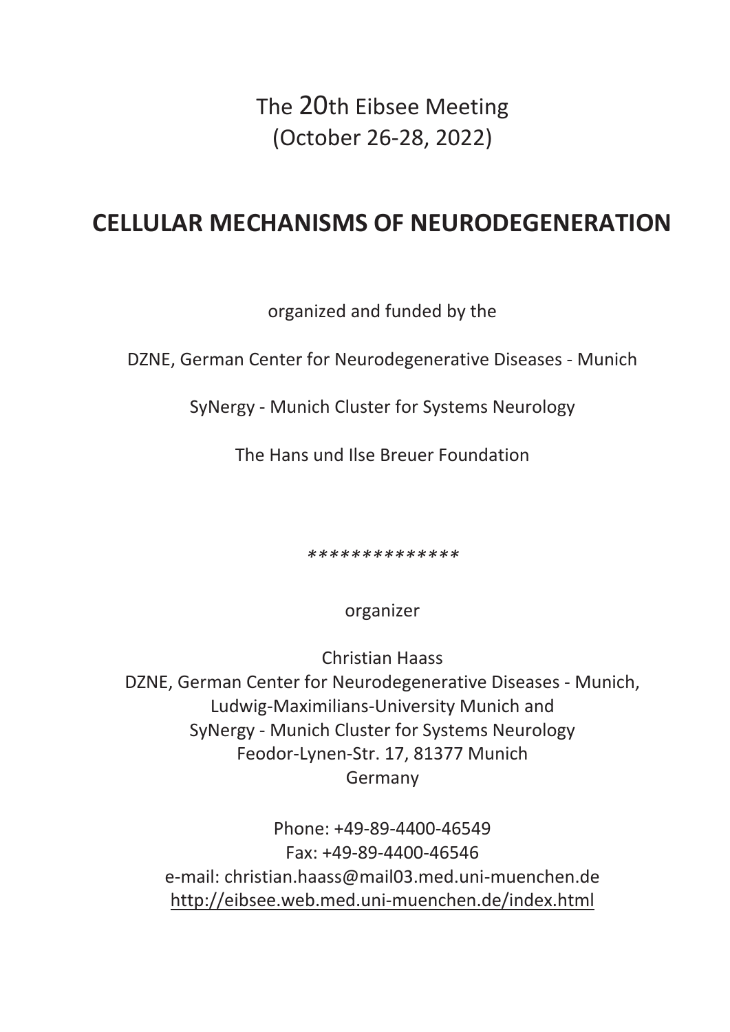# The 20th Eibsee Meeting (October 26-28, 2022)

## CELLULAR MECHANISMS OF NEURODEGENERATION

organized and funded by the

DZNE, German Center for Neurodegenerative Diseases - Munich

SyNergy - Munich Cluster for Systems Neurology

The Hans und Ilse Breuer Foundation

*\*\*\*\*\*\*\*\*\*\*\*\*\*\**

organizer

Christian Haass
DZNE, German Center for Neurodegenerative Diseases - Munich,
Ludwig-Maximilians-University Munich and
SyNergy - Munich Cluster for Systems Neurology
Feodor-Lynen-Str. 17, 81377 Munich
Germany

Phone: +49-89-4400-46549
Fax: +49-89-4400-46546
e-mail: christian.haass@mail03.med.uni-muenchen.de
http://eibsee.web.med.uni-muenchen.de/index.html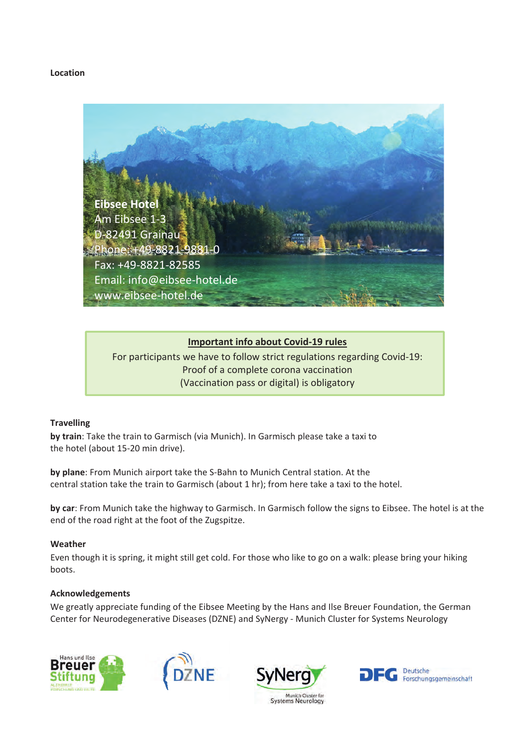**Location**

**Eibsee Hotel**
Am Eibsee 1-3
D-82491 Grainau
Phone: +49-8821-9881-0
Fax: +49-8821-82585
Email: info@eibsee-hotel.de
www.eibsee-hotel.de

**Important info about Covid-19 rules**

For participants we have to follow strict regulations regarding Covid-19:
Proof of a complete corona vaccination
(Vaccination pass or digital) is obligatory

**Travelling**

**by train**: Take the train to Garmisch (via Munich). In Garmisch please take a taxi to the hotel (about 15-20 min drive).

**by plane**: From Munich airport take the S-Bahn to Munich Central station. At the central station take the train to Garmisch (about 1 hr); from here take a taxi to the hotel.

**by car**: From Munich take the highway to Garmisch. In Garmisch follow the signs to Eibsee. The hotel is at the end of the road right at the foot of the Zugspitze.

**Weather**

Even though it is spring, it might still get cold. For those who like to go on a walk: please bring your hiking boots.

**Acknowledgements**

We greatly appreciate funding of the Eibsee Meeting by the Hans and Ilse Breuer Foundation, the German Center for Neurodegenerative Diseases (DZNE) and SyNergy - Munich Cluster for Systems Neurology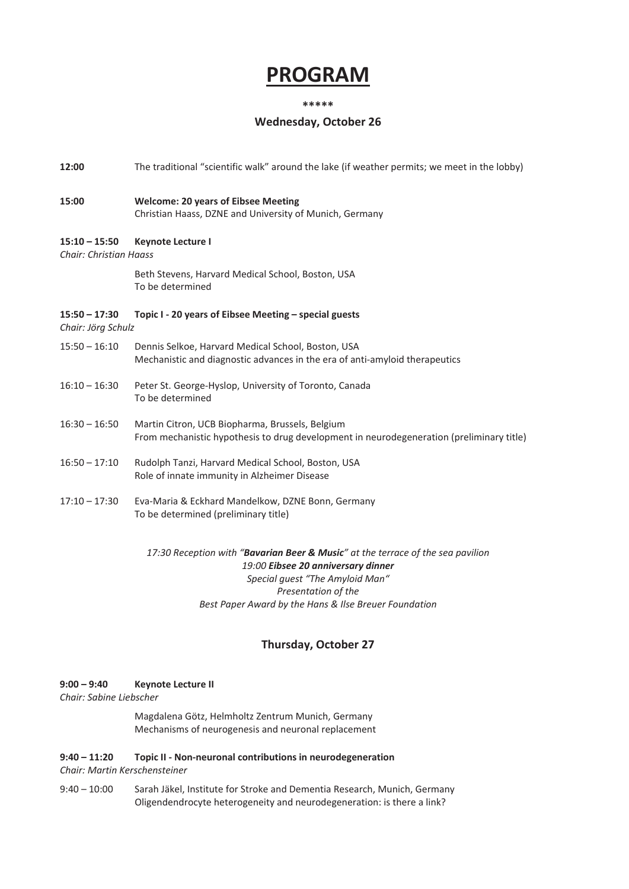# PROGRAM

\*\*\*\*\*

**Wednesday, October 26**

**12:00** The traditional "scientific walk" around the lake (if weather permits; we meet in the lobby)

**15:00** **Welcome: 20 years of Eibsee Meeting**
Christian Haass, DZNE and University of Munich, Germany

**15:10 – 15:50** **Keynote Lecture I**
*Chair: Christian Haass*

Beth Stevens, Harvard Medical School, Boston, USA
To be determined

**15:50 – 17:30** **Topic I - 20 years of Eibsee Meeting – special guests**
*Chair: Jörg Schulz*

15:50 – 16:10 Dennis Selkoe, Harvard Medical School, Boston, USA
Mechanistic and diagnostic advances in the era of anti-amyloid therapeutics

16:10 – 16:30 Peter St. George-Hyslop, University of Toronto, Canada
To be determined

16:30 – 16:50 Martin Citron, UCB Biopharma, Brussels, Belgium
From mechanistic hypothesis to drug development in neurodegeneration (preliminary title)

16:50 – 17:10 Rudolph Tanzi, Harvard Medical School, Boston, USA
Role of innate immunity in Alzheimer Disease

17:10 – 17:30 Eva-Maria & Eckhard Mandelkow, DZNE Bonn, Germany
To be determined (preliminary title)

*17:30 Reception with "**Bavarian Beer & Music**" at the terrace of the sea pavilion*
*19:00 **Eibsee 20 anniversary dinner***
*Special guest "The Amyloid Man"*
*Presentation of the*
*Best Paper Award by the Hans & Ilse Breuer Foundation*

**Thursday, October 27**

**9:00 – 9:40** **Keynote Lecture II**
*Chair: Sabine Liebscher*

Magdalena Götz, Helmholtz Zentrum Munich, Germany
Mechanisms of neurogenesis and neuronal replacement

**9:40 – 11:20** **Topic II - Non-neuronal contributions in neurodegeneration**
*Chair: Martin Kerschensteiner*

9:40 – 10:00 Sarah Jäkel, Institute for Stroke and Dementia Research, Munich, Germany
Oligendendrocyte heterogeneity and neurodegeneration: is there a link?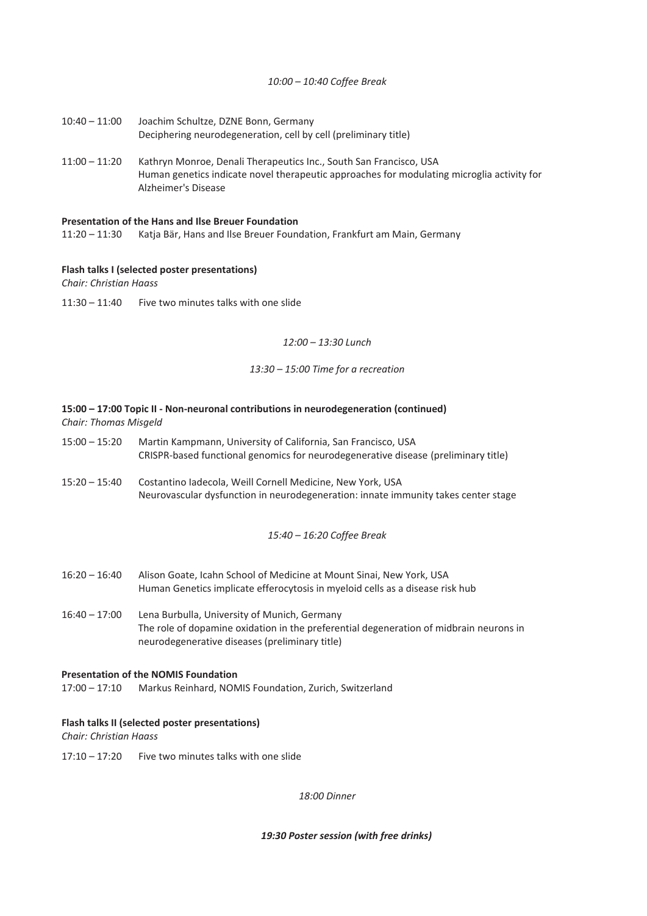*10:00 – 10:40 Coffee Break*

10:40 – 11:00 Joachim Schultze, DZNE Bonn, Germany
Deciphering neurodegeneration, cell by cell (preliminary title)

11:00 – 11:20 Kathryn Monroe, Denali Therapeutics Inc., South San Francisco, USA
Human genetics indicate novel therapeutic approaches for modulating microglia activity for Alzheimer's Disease

**Presentation of the Hans and Ilse Breuer Foundation**

11:20 – 11:30 Katja Bär, Hans and Ilse Breuer Foundation, Frankfurt am Main, Germany

**Flash talks I (selected poster presentations)**

*Chair: Christian Haass*

11:30 – 11:40 Five two minutes talks with one slide

*12:00 – 13:30 Lunch*

*13:30 – 15:00 Time for a recreation*

**15:00 – 17:00 Topic II - Non-neuronal contributions in neurodegeneration (continued)**

*Chair: Thomas Misgeld*

15:00 – 15:20 Martin Kampmann, University of California, San Francisco, USA
CRISPR-based functional genomics for neurodegenerative disease (preliminary title)

15:20 – 15:40 Costantino Iadecola, Weill Cornell Medicine, New York, USA
Neurovascular dysfunction in neurodegeneration: innate immunity takes center stage

*15:40 – 16:20 Coffee Break*

16:20 – 16:40 Alison Goate, Icahn School of Medicine at Mount Sinai, New York, USA
Human Genetics implicate efferocytosis in myeloid cells as a disease risk hub

16:40 – 17:00 Lena Burbulla, University of Munich, Germany
The role of dopamine oxidation in the preferential degeneration of midbrain neurons in neurodegenerative diseases (preliminary title)

**Presentation of the NOMIS Foundation**

17:00 – 17:10 Markus Reinhard, NOMIS Foundation, Zurich, Switzerland

**Flash talks II (selected poster presentations)**

*Chair: Christian Haass*

17:10 – 17:20 Five two minutes talks with one slide

*18:00 Dinner*

***19:30 Poster session (with free drinks)***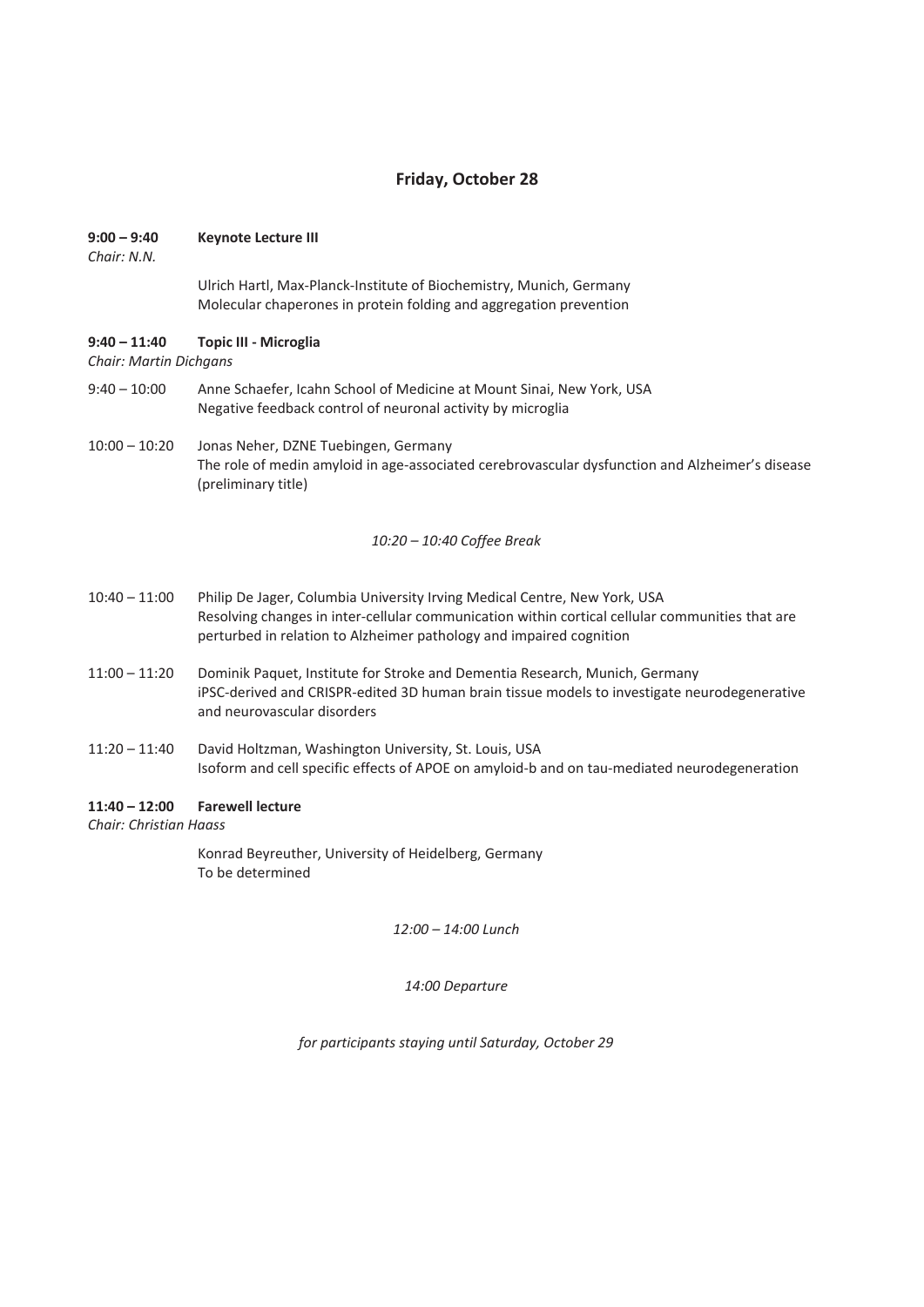## Friday, October 28

**9:00 – 9:40** **Keynote Lecture III**
*Chair: N.N.*

Ulrich Hartl, Max-Planck-Institute of Biochemistry, Munich, Germany
Molecular chaperones in protein folding and aggregation prevention

**9:40 – 11:40** **Topic III - Microglia**
*Chair: Martin Dichgans*

9:40 – 10:00 Anne Schaefer, Icahn School of Medicine at Mount Sinai, New York, USA
Negative feedback control of neuronal activity by microglia

10:00 – 10:20 Jonas Neher, DZNE Tuebingen, Germany
The role of medin amyloid in age-associated cerebrovascular dysfunction and Alzheimer's disease (preliminary title)

*10:20 – 10:40 Coffee Break*

10:40 – 11:00 Philip De Jager, Columbia University Irving Medical Centre, New York, USA
Resolving changes in inter-cellular communication within cortical cellular communities that are perturbed in relation to Alzheimer pathology and impaired cognition

11:00 – 11:20 Dominik Paquet, Institute for Stroke and Dementia Research, Munich, Germany
iPSC-derived and CRISPR-edited 3D human brain tissue models to investigate neurodegenerative and neurovascular disorders

11:20 – 11:40 David Holtzman, Washington University, St. Louis, USA
Isoform and cell specific effects of APOE on amyloid-b and on tau-mediated neurodegeneration

**11:40 – 12:00** **Farewell lecture**
*Chair: Christian Haass*

Konrad Beyreuther, University of Heidelberg, Germany
To be determined

*12:00 – 14:00 Lunch*

*14:00 Departure*

*for participants staying until Saturday, October 29*